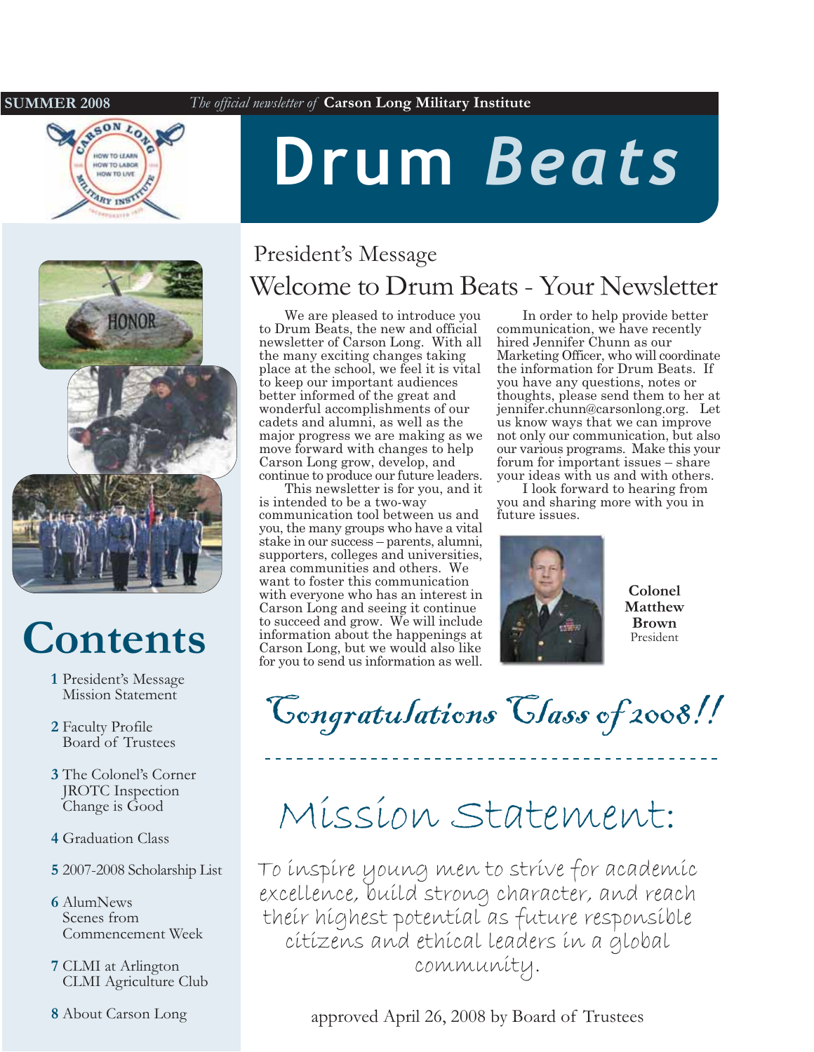SUMMER 2008 *The official newsletter of* **Carson Long Military Institute**

# Drum *Beats*

## President's Message

## Welcome to Drum Beats - Your Newsletter

We are pleased to introduce you to Drum Beats, the new and official newsletter of Carson Long. With all the many exciting changes taking place at the school, we feel it is vital to keep our important audiences better informed of the great and wonderful accomplishments of our cadets and alumni, as well as the major progress we are making as we move forward with changes to help Carson Long grow, develop, and continue to produce our future leaders.

This newsletter is for you, and it is intended to be a two-way communication tool between us and you, the many groups who have a vital stake in our success – parents, alumni, supporters, colleges and universities, area communities and others. We want to foster this communication with everyone who has an interest in Carson Long and seeing it continue to succeed and grow. We will include information about the happenings at Carson Long, but we would also like for you to send us information as well.

In order to help provide better communication, we have recently hired Jennifer Chunn as our Marketing Officer, who will coordinate the information for Drum Beats. If you have any questions, notes or thoughts, please send them to her at jennifer.chunn@carsonlong.org. Let us know ways that we can improve not only our communication, but also our various programs. Make this your forum for important issues – share your ideas with us and with others.

I look forward to hearing from you and sharing more with you in future issues.

**Colonel Matthew Brown**
President

## Congratulations Class of 2008!!

## Mission Statement:

To inspire young men to strive for academic excellence, build strong character, and reach their highest potential as future responsible citizens and ethical leaders in a global community.

approved April 26, 2008 by Board of Trustees

# Contents

- **1** President's Message, Mission Statement
- **2** Faculty Profile, Board of Trustees
- **3** The Colonel's Corner, JROTC Inspection, Change is Good
- **4** Graduation Class
- **5** 2007-2008 Scholarship List
- **6** AlumNews, Scenes from Commencement Week
- **7** CLMI at Arlington, CLMI Agriculture Club
- **8** About Carson Long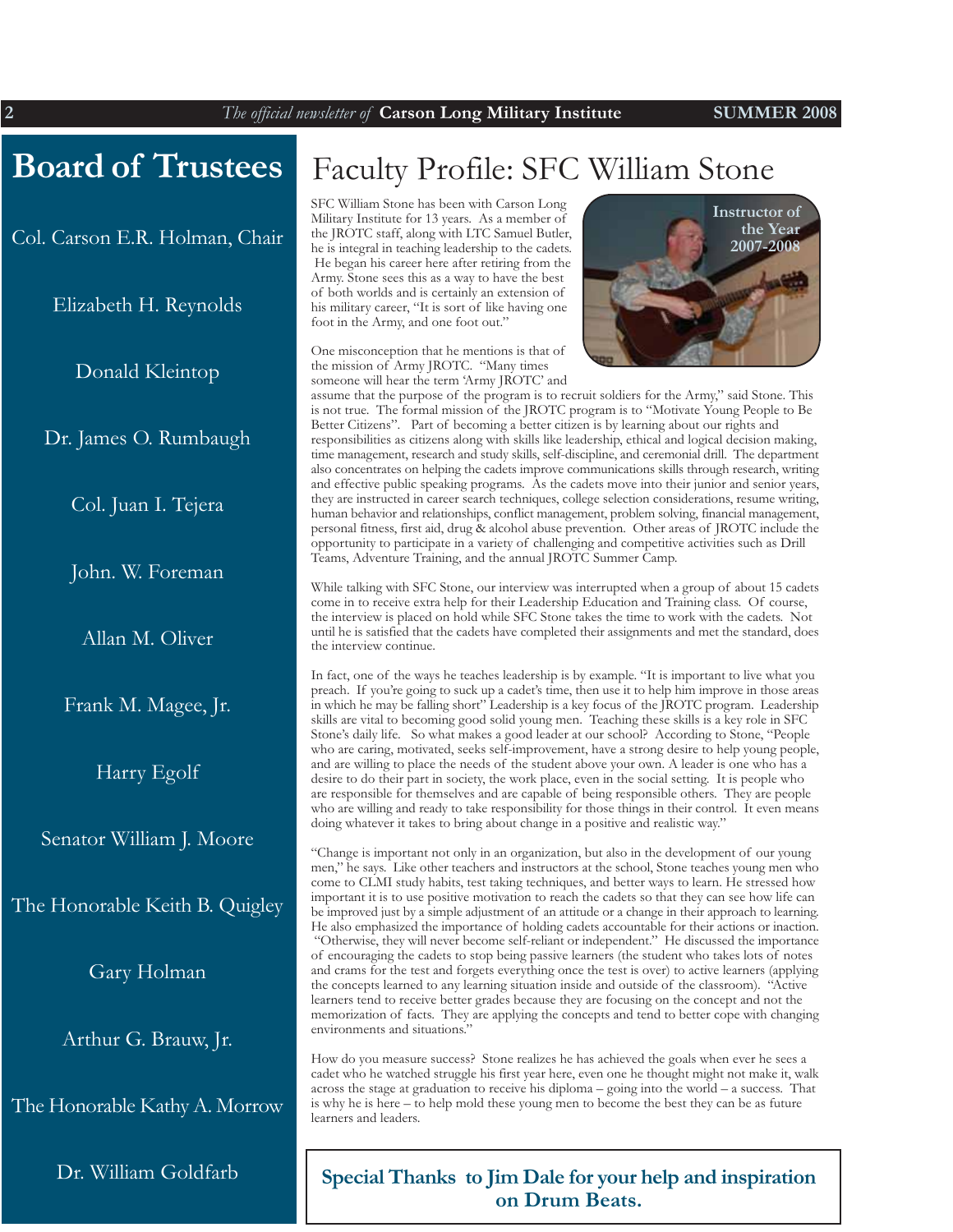# Board of Trustees

Col. Carson E.R. Holman, Chair

Elizabeth H. Reynolds

Donald Kleintop

Dr. James O. Rumbaugh

Col. Juan I. Tejera

John. W. Foreman

Allan M. Oliver

Frank M. Magee, Jr.

Harry Egolf

Senator William J. Moore

The Honorable Keith B. Quigley

Gary Holman

Arthur G. Brauw, Jr.

The Honorable Kathy A. Morrow

Dr. William Goldfarb

# Faculty Profile: SFC William Stone

**Instructor of the Year 2007-2008**

SFC William Stone has been with Carson Long Military Institute for 13 years. As a member of the JROTC staff, along with LTC Samuel Butler, he is integral in teaching leadership to the cadets. He began his career here after retiring from the Army. Stone sees this as a way to have the best of both worlds and is certainly an extension of his military career, "It is sort of like having one foot in the Army, and one foot out."

One misconception that he mentions is that of the mission of Army JROTC. "Many times someone will hear the term 'Army JROTC' and assume that the purpose of the program is to recruit soldiers for the Army," said Stone. This is not true. The formal mission of the JROTC program is to "Motivate Young People to Be Better Citizens". Part of becoming a better citizen is by learning about our rights and responsibilities as citizens along with skills like leadership, ethical and logical decision making, time management, research and study skills, self-discipline, and ceremonial drill. The department also concentrates on helping the cadets improve communications skills through research, writing and effective public speaking programs. As the cadets move into their junior and senior years, they are instructed in career search techniques, college selection considerations, resume writing, human behavior and relationships, conflict management, problem solving, financial management, personal fitness, first aid, drug & alcohol abuse prevention. Other areas of JROTC include the opportunity to participate in a variety of challenging and competitive activities such as Drill Teams, Adventure Training, and the annual JROTC Summer Camp.

While talking with SFC Stone, our interview was interrupted when a group of about 15 cadets come in to receive extra help for their Leadership Education and Training class. Of course, the interview is placed on hold while SFC Stone takes the time to work with the cadets. Not until he is satisfied that the cadets have completed their assignments and met the standard, does the interview continue.

In fact, one of the ways he teaches leadership is by example. "It is important to live what you preach. If you're going to suck up a cadet's time, then use it to help him improve in those areas in which he may be falling short" Leadership is a key focus of the JROTC program. Leadership skills are vital to becoming good solid young men. Teaching these skills is a key role in SFC Stone's daily life. So what makes a good leader at our school? According to Stone, "People who are caring, motivated, seeks self-improvement, have a strong desire to help young people, and are willing to place the needs of the student above your own. A leader is one who has a desire to do their part in society, the work place, even in the social setting. It is people who are responsible for themselves and are capable of being responsible others. They are people who are willing and ready to take responsibility for those things in their control. It even means doing whatever it takes to bring about change in a positive and realistic way."

"Change is important not only in an organization, but also in the development of our young men," he says. Like other teachers and instructors at the school, Stone teaches young men who come to CLMI study habits, test taking techniques, and better ways to learn. He stressed how important it is to use positive motivation to reach the cadets so that they can see how life can be improved just by a simple adjustment of an attitude or a change in their approach to learning. He also emphasized the importance of holding cadets accountable for their actions or inaction. "Otherwise, they will never become self-reliant or independent." He discussed the importance of encouraging the cadets to stop being passive learners (the student who takes lots of notes and crams for the test and forgets everything once the test is over) to active learners (applying the concepts learned to any learning situation inside and outside of the classroom). "Active learners tend to receive better grades because they are focusing on the concept and not the memorization of facts. They are applying the concepts and tend to better cope with changing environments and situations."

How do you measure success? Stone realizes he has achieved the goals when ever he sees a cadet who he watched struggle his first year here, even one he thought might not make it, walk across the stage at graduation to receive his diploma – going into the world – a success. That is why he is here – to help mold these young men to become the best they can be as future learners and leaders.

**Special Thanks to Jim Dale for your help and inspiration on Drum Beats.**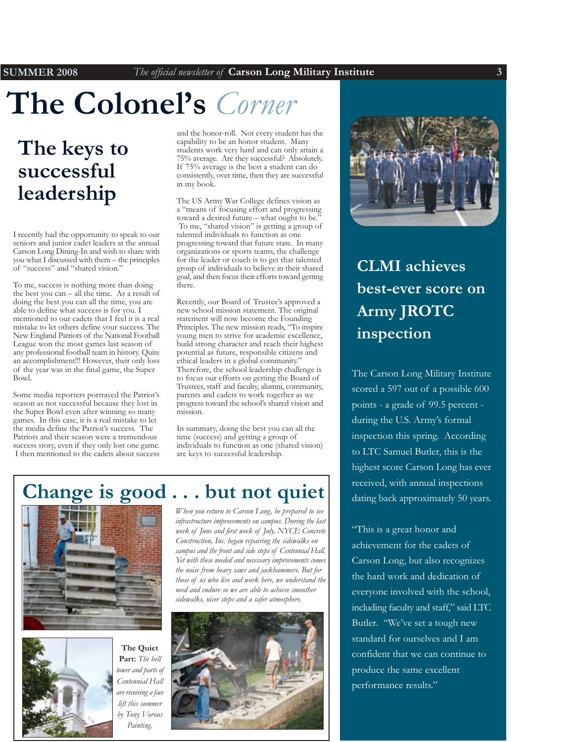# The Colonel's *Corner*

## The keys to successful leadership

I recently had the opportunity to speak to our seniors and junior cadet leaders at the annual Carson Long Dining-In and wish to share with you what I discussed with them – the principles of "success" and "shared vision."

To me, success is nothing more than doing the best you can – all the time. As a result of doing the best you can all the time, you are able to define what success is for you. I mentioned to our cadets that I feel it is a real mistake to let others define your success. The New England Patriots of the National Football League won the most games last season of any professional football team in history. Quite an accomplishment!!! However, their only loss of the year was in the final game, the Super Bowl.

Some media reporters portrayed the Patriot's season as not successful because they lost in the Super Bowl even after winning so many games. In this case, it is a real mistake to let the media define the Patriot's success. The Patriots and their season were a tremendous success story, even if they only lost one game. I then mentioned to the cadets about success and the honor-roll. Not every student has the capability to be an honor student. Many students work very hard and can only attain a 75% average. Are they successful? Absolutely. If 75% average is the best a student can do consistently, over time, then they are successful in my book.

The US Army War College defines vision as a "means of focusing effort and progressing toward a desired future – what ought to be." To me, "shared vision" is getting a group of talented individuals to function as one progressing toward that future state. In many organizations or sports teams, the challenge for the leader or coach is to get that talented group of individuals to believe in their shared goal, and then focus their efforts toward getting there.

Recently, our Board of Trustee's approved a new school mission statement. The original statement will now become the Founding Principles. The new mission reads, "To inspire young men to strive for academic excellence, build strong character and reach their highest potential as future, responsible citizens and ethical leaders in a global community." Therefore, the school leadership challenge is to focus our efforts on getting the Board of Trustees, staff and faculty, alumni, community, parents and cadets to work together as we progress toward the school's shared vision and mission.

In summary, doing the best you can all the time (success) and getting a group of individuals to function as one (shared vision) are keys to successful leadership.

## Change is good . . . but not quiet

*When you return to Carson Long, be prepared to see infrastructure improvements on campus. During the last week of June and first week of July, NYCE Concrete Construction, Inc. began repairing the sidewalks on campus and the front and side steps of Centennial Hall. Yet with these needed and necessary improvements comes the noise from heavy saws and jackhammers. But for those of us who live and work here, we understand the need and endure so we are able to achieve smoother sidewalks, nicer steps and a safer atmosphere.*

**The Quiet Part:** *The bell tower and parts of Centennial Hall are receiving a face lift this summer by Tony Vorous Painting.*

## CLMI achieves best-ever score on Army JROTC inspection

The Carson Long Military Institute scored a 597 out of a possible 600 points - a grade of 99.5 percent - during the U.S. Army's formal inspection this spring. According to LTC Samuel Butler, this is the highest score Carson Long has ever received, with annual inspections dating back approximately 50 years.

"This is a great honor and achievement for the cadets of Carson Long, but also recognizes the hard work and dedication of everyone involved with the school, including faculty and staff," said LTC Butler. "We've set a tough new standard for ourselves and I am confident that we can continue to produce the same excellent performance results."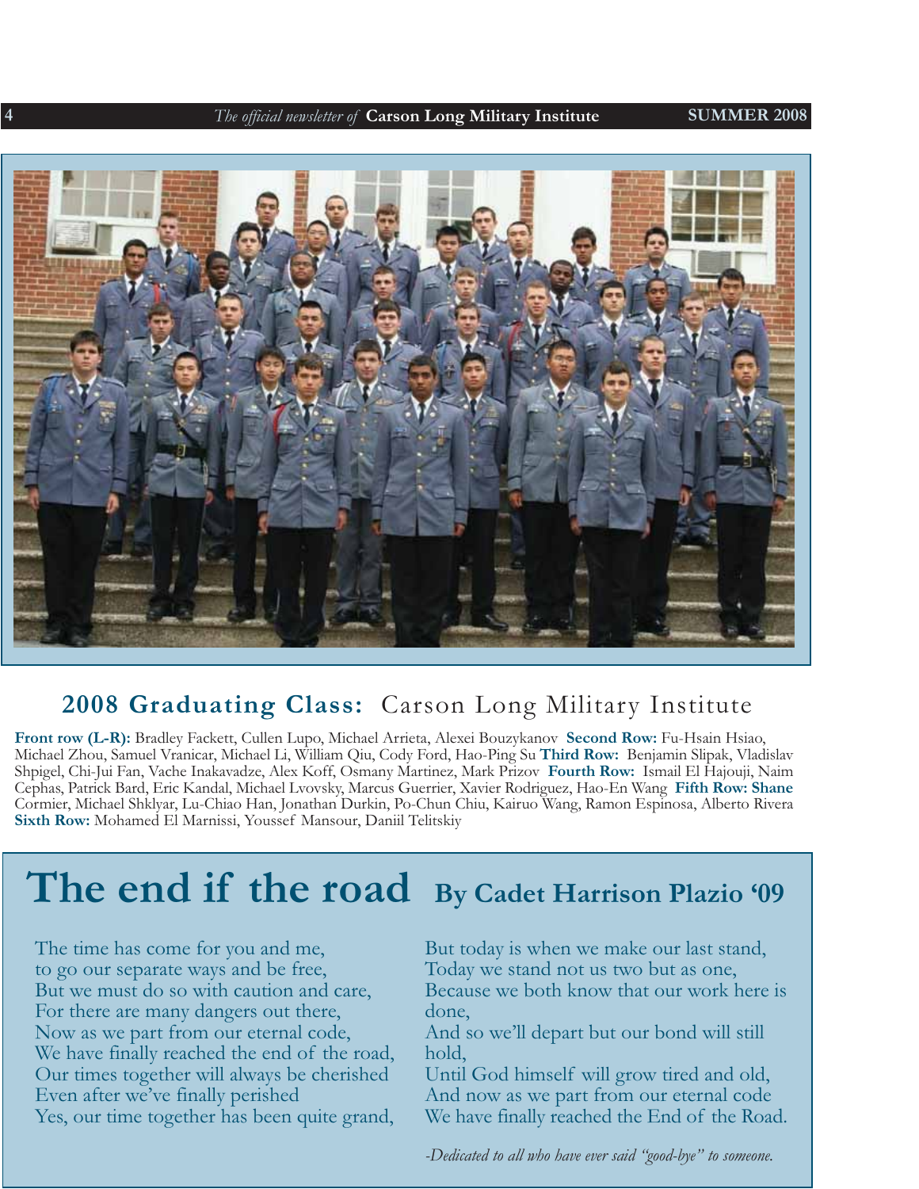## 2008 Graduating Class: Carson Long Military Institute

**Front row (L-R):** Bradley Fackett, Cullen Lupo, Michael Arrieta, Alexei Bouzykanov **Second Row:** Fu-Hsain Hsiao, Michael Zhou, Samuel Vranicar, Michael Li, William Qiu, Cody Ford, Hao-Ping Su **Third Row:** Benjamin Slipak, Vladislav Shpigel, Chi-Jui Fan, Vache Inakavadze, Alex Koff, Osmany Martinez, Mark Prizov **Fourth Row:** Ismail El Hajouji, Naim Cephas, Patrick Bard, Eric Kandal, Michael Lvovsky, Marcus Guerrier, Xavier Rodriguez, Hao-En Wang **Fifth Row: Shane** Cormier, Michael Shklyar, Lu-Chiao Han, Jonathan Durkin, Po-Chun Chiu, Kairuo Wang, Ramon Espinosa, Alberto Rivera **Sixth Row:** Mohamed El Marnissi, Youssef Mansour, Daniil Telitskiy

# The end if the road **By Cadet Harrison Plazio '09**

The time has come for you and me,
to go our separate ways and be free,
But we must do so with caution and care,
For there are many dangers out there,
Now as we part from our eternal code,
We have finally reached the end of the road,
Our times together will always be cherished
Even after we've finally perished
Yes, our time together has been quite grand,
But today is when we make our last stand,
Today we stand not us two but as one,
Because we both know that our work here is done,
And so we'll depart but our bond will still hold,
Until God himself will grow tired and old,
And now as we part from our eternal code
We have finally reached the End of the Road.

*-Dedicated to all who have ever said "good-bye" to someone.*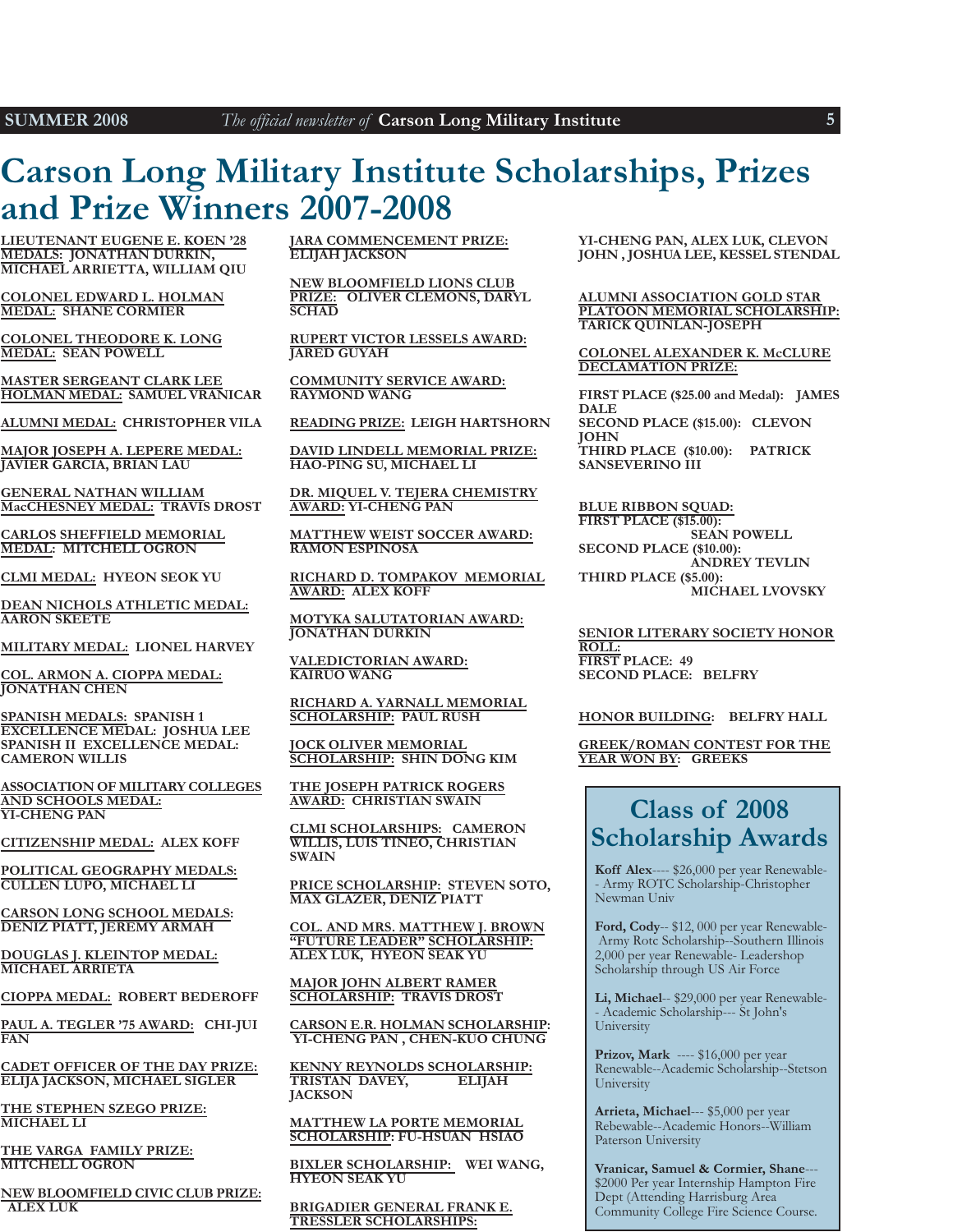# Carson Long Military Institute Scholarships, Prizes and Prize Winners 2007-2008

**LIEUTENANT EUGENE E. KOEN '28 MEDALS:** JONATHAN DURKIN, MICHAEL ARRIETTA, WILLIAM QIU

**COLONEL EDWARD L. HOLMAN MEDAL:** SHANE CORMIER

**COLONEL THEODORE K. LONG MEDAL:** SEAN POWELL

**MASTER SERGEANT CLARK LEE HOLMAN MEDAL:** SAMUEL VRANICAR

**ALUMNI MEDAL:** CHRISTOPHER VILA

**MAJOR JOSEPH A. LEPERE MEDAL:** JAVIER GARCIA, BRIAN LAU

**GENERAL NATHAN WILLIAM MacCHESNEY MEDAL:** TRAVIS DROST

**CARLOS SHEFFIELD MEMORIAL MEDAL:** MITCHELL OGRON

**CLMI MEDAL:** HYEON SEOK YU

**DEAN NICHOLS ATHLETIC MEDAL:** AARON SKEETE

**MILITARY MEDAL:** LIONEL HARVEY

**COL. ARMON A. CIOPPA MEDAL:** JONATHAN CHEN

**SPANISH MEDALS:** SPANISH 1 EXCELLENCE MEDAL: JOSHUA LEE SPANISH II EXCELLENCE MEDAL: CAMERON WILLIS

**ASSOCIATION OF MILITARY COLLEGES AND SCHOOLS MEDAL:** YI-CHENG PAN

**CITIZENSHIP MEDAL:** ALEX KOFF

**POLITICAL GEOGRAPHY MEDALS:** CULLEN LUPO, MICHAEL LI

**CARSON LONG SCHOOL MEDALS:** DENIZ PIATT, JEREMY ARMAH

**DOUGLAS J. KLEINTOP MEDAL:** MICHAEL ARRIETA

**CIOPPA MEDAL:** ROBERT BEDEROFF

**PAUL A. TEGLER '75 AWARD:** CHI-JUI FAN

**CADET OFFICER OF THE DAY PRIZE:** ELIJA JACKSON, MICHAEL SIGLER

**THE STEPHEN SZEGO PRIZE:** MICHAEL LI

**THE VARGA FAMILY PRIZE:** MITCHELL OGRON

**NEW BLOOMFIELD CIVIC CLUB PRIZE:** ALEX LUK

**JARA COMMENCEMENT PRIZE:** ELIJAH JACKSON

**NEW BLOOMFIELD LIONS CLUB PRIZE:** OLIVER CLEMONS, DARYL SCHAD

**RUPERT VICTOR LESSELS AWARD:** JARED GUYAH

**COMMUNITY SERVICE AWARD:** RAYMOND WANG

**READING PRIZE:** LEIGH HARTSHORN

**DAVID LINDELL MEMORIAL PRIZE:** HAO-PING SU, MICHAEL LI

**DR. MIQUEL V. TEJERA CHEMISTRY AWARD:** YI-CHENG PAN

**MATTHEW WEIST SOCCER AWARD:** RAMON ESPINOSA

**RICHARD D. TOMPAKOV MEMORIAL AWARD:** ALEX KOFF

**MOTYKA SALUTATORIAN AWARD:** JONATHAN DURKIN

**VALEDICTORIAN AWARD:** KAIRUO WANG

**RICHARD A. YARNALL MEMORIAL SCHOLARSHIP:** PAUL RUSH

**JOCK OLIVER MEMORIAL SCHOLARSHIP:** SHIN DONG KIM

**THE JOSEPH PATRICK ROGERS AWARD:** CHRISTIAN SWAIN

**CLMI SCHOLARSHIPS:** CAMERON WILLIS, LUIS TINEO, CHRISTIAN SWAIN

**PRICE SCHOLARSHIP:** STEVEN SOTO, MAX GLAZER, DENIZ PIATT

**COL. AND MRS. MATTHEW J. BROWN "FUTURE LEADER" SCHOLARSHIP:** ALEX LUK, HYEON SEAK YU

**MAJOR JOHN ALBERT RAMER SCHOLARSHIP:** TRAVIS DROST

**CARSON E.R. HOLMAN SCHOLARSHIP:** YI-CHENG PAN , CHEN-KUO CHUNG

**KENNY REYNOLDS SCHOLARSHIP:** TRISTAN DAVEY, ELIJAH JACKSON

**MATTHEW LA PORTE MEMORIAL SCHOLARSHIP:** FU-HSUAN HSIAO

**BIXLER SCHOLARSHIP:** WEI WANG, HYEON SEAK YU

**BRIGADIER GENERAL FRANK E. TRESSLER SCHOLARSHIPS:** YI-CHENG PAN, ALEX LUK, CLEVON JOHN , JOSHUA LEE, KESSEL STENDAL

**ALUMNI ASSOCIATION GOLD STAR PLATOON MEMORIAL SCHOLARSHIP:** TARICK QUINLAN-JOSEPH

**COLONEL ALEXANDER K. McCLURE DECLAMATION PRIZE:**

FIRST PLACE ($25.00 and Medal): JAMES DALE
SECOND PLACE ($15.00): CLEVON JOHN
THIRD PLACE ($10.00): PATRICK SANSEVERINO III

**BLUE RIBBON SQUAD:**
FIRST PLACE ($15.00): SEAN POWELL
SECOND PLACE ($10.00): ANDREY TEVLIN
THIRD PLACE ($5.00): MICHAEL LVOVSKY

**SENIOR LITERARY SOCIETY HONOR ROLL:**
FIRST PLACE: 49
SECOND PLACE: BELFRY

**HONOR BUILDING:** BELFRY HALL

**GREEK/ROMAN CONTEST FOR THE YEAR WON BY:** GREEKS

## Class of 2008 Scholarship Awards

**Koff Alex**---- $26,000 per year Renewable-- Army ROTC Scholarship-Christopher Newman Univ

**Ford, Cody**-- $12, 000 per year Renewable- Army Rotc Scholarship--Southern Illinois 2,000 per year Renewable- Leadershop Scholarship through US Air Force

**Li, Michael**-- $29,000 per year Renewable-- Academic Scholarship--- St John's University

**Prizov, Mark** ---- $16,000 per year Renewable--Academic Scholarship--Stetson University

**Arrieta, Michael**--- $5,000 per year Rebewable--Academic Honors--William Paterson University

**Vranicar, Samuel & Cormier, Shane**--- $2000 Per year Internship Hampton Fire Dept (Attending Harrisburg Area Community College Fire Science Course.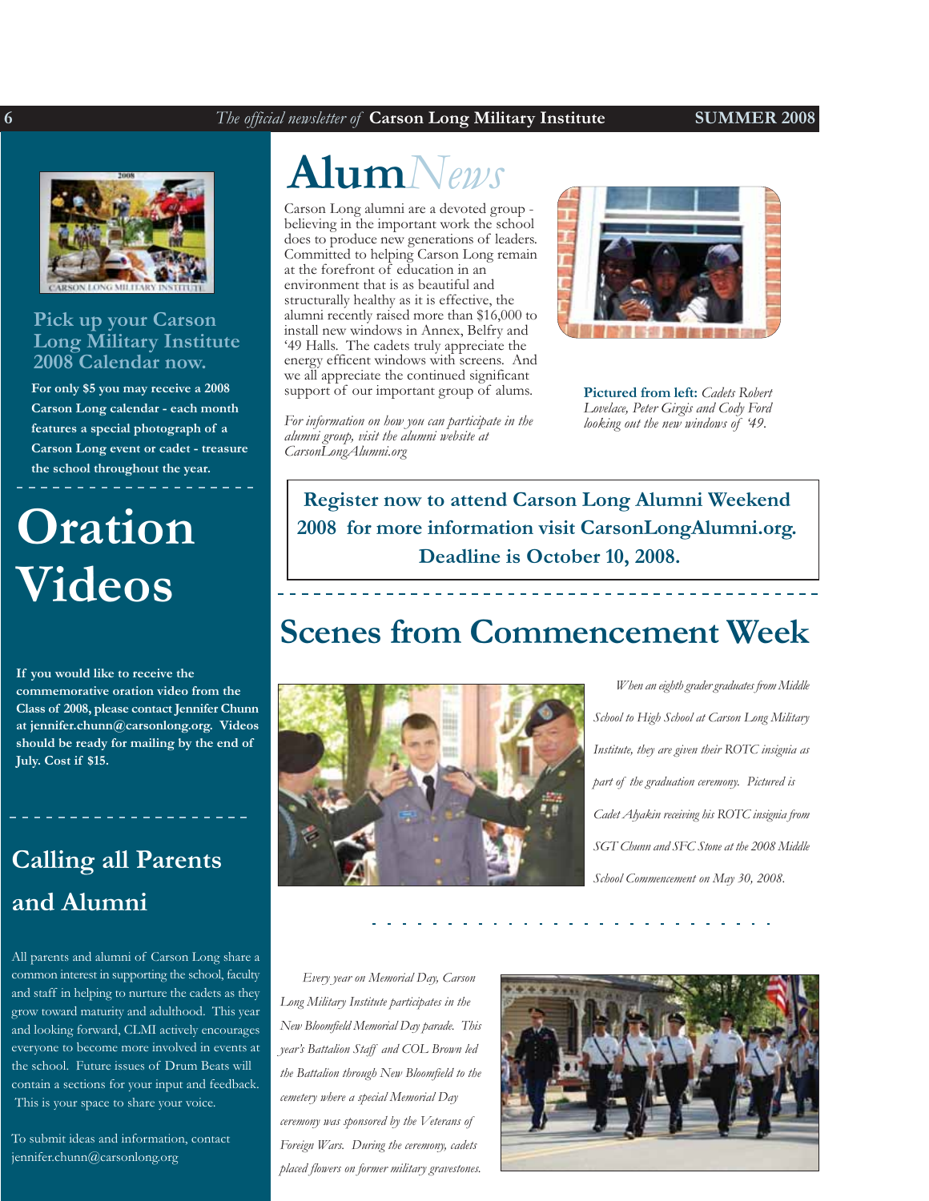## Pick up your Carson Long Military Institute 2008 Calendar now.

**For only $5 you may receive a 2008 Carson Long calendar - each month features a special photograph of a Carson Long event or cadet - treasure the school throughout the year.**

# Oration Videos

**If you would like to receive the commemorative oration video from the Class of 2008, please contact Jennifer Chunn at jennifer.chunn@carsonlong.org. Videos should be ready for mailing by the end of July. Cost if $15.**

## Calling all Parents and Alumni

All parents and alumni of Carson Long share a common interest in supporting the school, faculty and staff in helping to nurture the cadets as they grow toward maturity and adulthood. This year and looking forward, CLMI actively encourages everyone to become more involved in events at the school. Future issues of Drum Beats will contain a sections for your input and feedback. This is your space to share your voice.

To submit ideas and information, contact jennifer.chunn@carsonlong.org

# Alum*News*

Carson Long alumni are a devoted group - believing in the important work the school does to produce new generations of leaders. Committed to helping Carson Long remain at the forefront of education in an environment that is as beautiful and structurally healthy as it is effective, the alumni recently raised more than $16,000 to install new windows in Annex, Belfry and '49 Halls. The cadets truly appreciate the energy efficent windows with screens. And we all appreciate the continued significant support of our important group of alums.

*For information on how you can participate in the alumni group, visit the alumni website at CarsonLongAlumni.org*

**Pictured from left:** *Cadets Robert Lovelace, Peter Girgis and Cody Ford looking out the new windows of '49.*

**Register now to attend Carson Long Alumni Weekend 2008 for more information visit CarsonLongAlumni.org. Deadline is October 10, 2008.**

## Scenes from Commencement Week

*When an eighth grader graduates from Middle School to High School at Carson Long Military Institute, they are given their ROTC insignia as part of the graduation ceremony. Pictured is Cadet Alyakin receiving his ROTC insignia from SGT Chunn and SFC Stone at the 2008 Middle School Commencement on May 30, 2008.*

*Every year on Memorial Day, Carson Long Military Institute participates in the New Bloomfield Memorial Day parade. This year's Battalion Staff and COL Brown led the Battalion through New Bloomfield to the cemetery where a special Memorial Day ceremony was sponsored by the Veterans of Foreign Wars. During the ceremony, cadets placed flowers on former military gravestones.*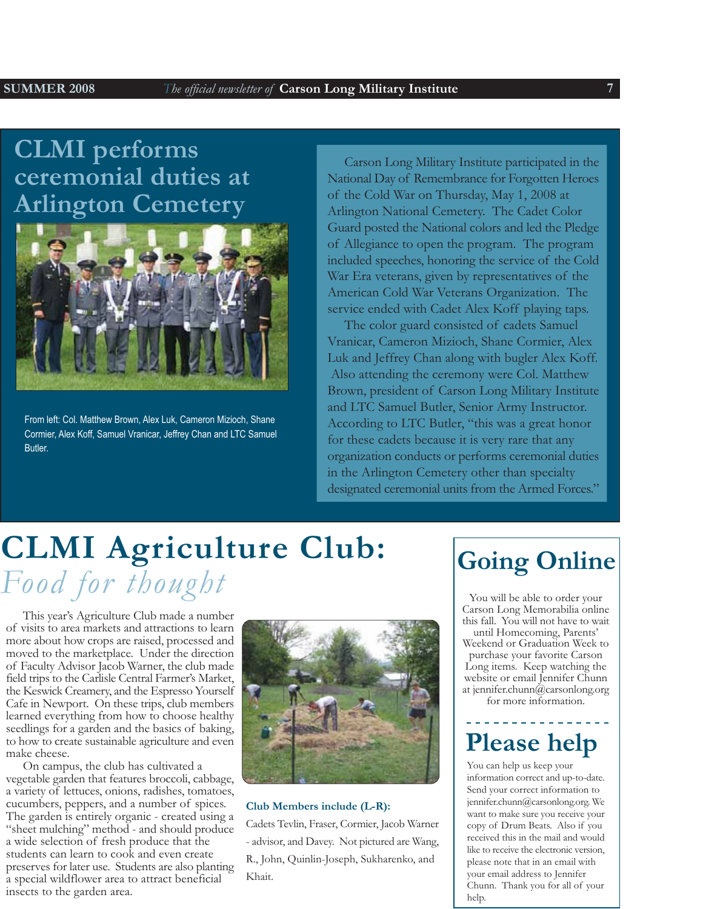# CLMI performs ceremonial duties at Arlington Cemetery

From left: Col. Matthew Brown, Alex Luk, Cameron Mizioch, Shane Cormier, Alex Koff, Samuel Vranicar, Jeffrey Chan and LTC Samuel Butler.

Carson Long Military Institute participated in the National Day of Remembrance for Forgotten Heroes of the Cold War on Thursday, May 1, 2008 at Arlington National Cemetery. The Cadet Color Guard posted the National colors and led the Pledge of Allegiance to open the program. The program included speeches, honoring the service of the Cold War Era veterans, given by representatives of the American Cold War Veterans Organization. The service ended with Cadet Alex Koff playing taps.

The color guard consisted of cadets Samuel Vranicar, Cameron Mizioch, Shane Cormier, Alex Luk and Jeffrey Chan along with bugler Alex Koff. Also attending the ceremony were Col. Matthew Brown, president of Carson Long Military Institute and LTC Samuel Butler, Senior Army Instructor. According to LTC Butler, "this was a great honor for these cadets because it is very rare that any organization conducts or performs ceremonial duties in the Arlington Cemetery other than specialty designated ceremonial units from the Armed Forces."

# CLMI Agriculture Club:

*Food for thought*

This year's Agriculture Club made a number of visits to area markets and attractions to learn more about how crops are raised, processed and moved to the marketplace. Under the direction of Faculty Advisor Jacob Warner, the club made field trips to the Carlisle Central Farmer's Market, the Keswick Creamery, and the Espresso Yourself Cafe in Newport. On these trips, club members learned everything from how to choose healthy seedlings for a garden and the basics of baking, to how to create sustainable agriculture and even make cheese.

On campus, the club has cultivated a vegetable garden that features broccoli, cabbage, a variety of lettuces, onions, radishes, tomatoes, cucumbers, peppers, and a number of spices. The garden is entirely organic - created using a "sheet mulching" method - and should produce a wide selection of fresh produce that the students can learn to cook and even create preserves for later use. Students are also planting a special wildflower area to attract beneficial insects to the garden area.

**Club Members include (L-R):**

Cadets Tevlin, Fraser, Cormier, Jacob Warner - advisor, and Davey. Not pictured are Wang, R., John, Quinlin-Joseph, Sukharenko, and Khait.

## Going Online

You will be able to order your Carson Long Memorabilia online this fall. You will not have to wait until Homecoming, Parents' Weekend or Graduation Week to purchase your favorite Carson Long items. Keep watching the website or email Jennifer Chunn at jennifer.chunn@carsonlong.org for more information.

## Please help

You can help us keep your information correct and up-to-date. Send your correct information to jennifer.chunn@carsonlong.org. We want to make sure you receive your copy of Drum Beats. Also if you received this in the mail and would like to receive the electronic version, please note that in an email with your email address to Jennifer Chunn. Thank you for all of your help.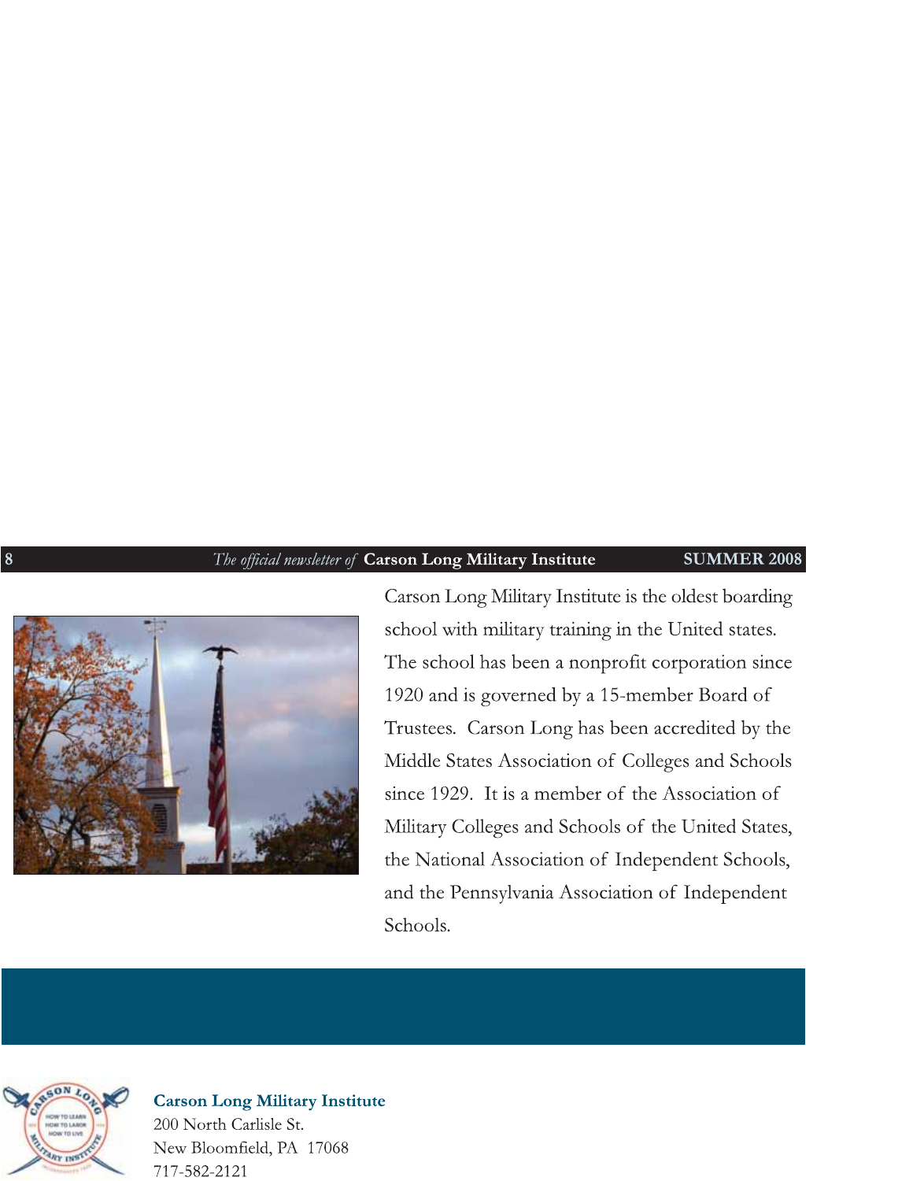Carson Long Military Institute is the oldest boarding school with military training in the United states. The school has been a nonprofit corporation since 1920 and is governed by a 15-member Board of Trustees. Carson Long has been accredited by the Middle States Association of Colleges and Schools since 1929. It is a member of the Association of Military Colleges and Schools of the United States, the National Association of Independent Schools, and the Pennsylvania Association of Independent Schools.

**Carson Long Military Institute**
200 North Carlisle St.
New Bloomfield, PA 17068
717-582-2121